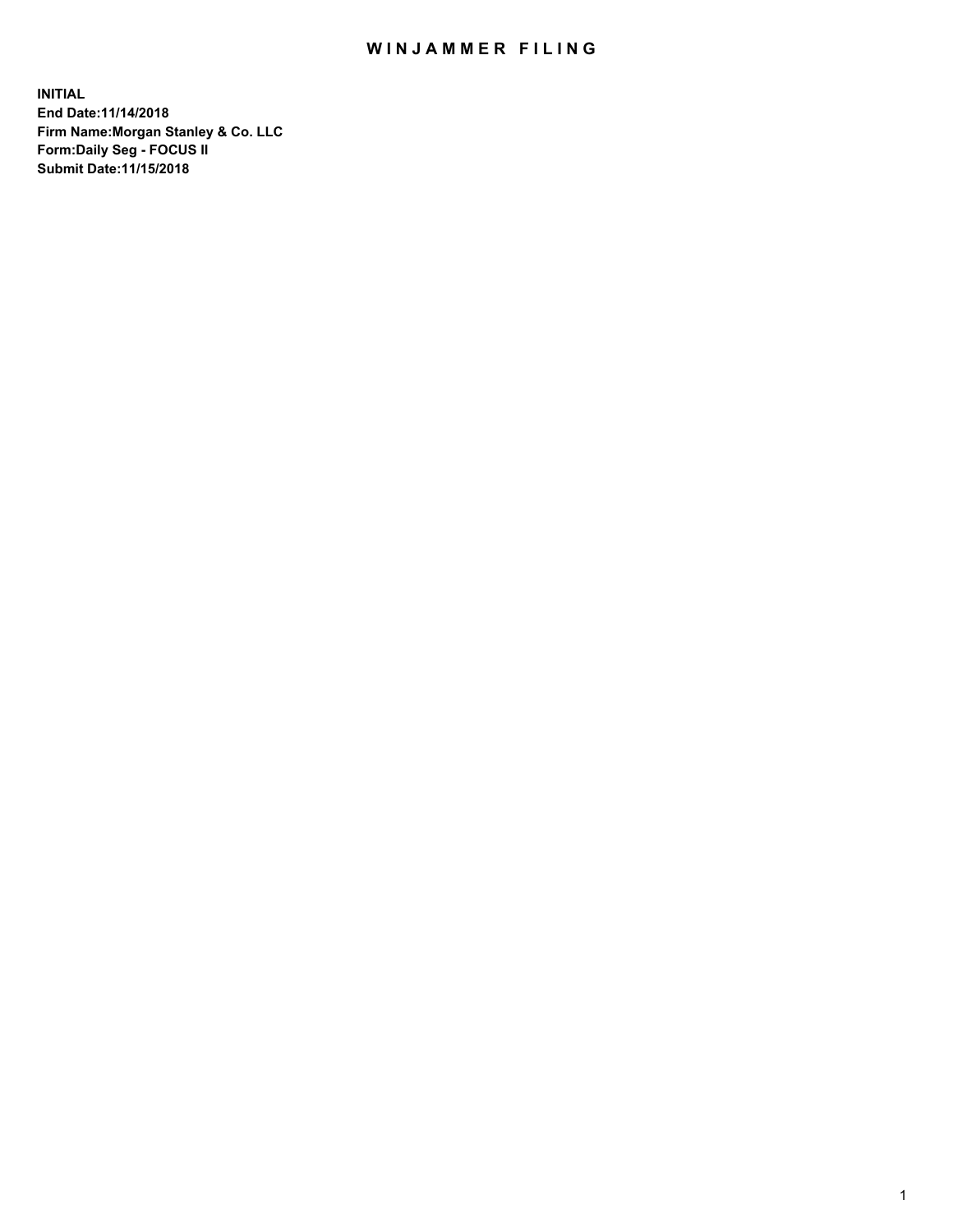# WINJAMMER FILING

**INITIAL**
**End Date:11/14/2018**
**Firm Name:Morgan Stanley & Co. LLC**
**Form:Daily Seg - FOCUS II**
**Submit Date:11/15/2018**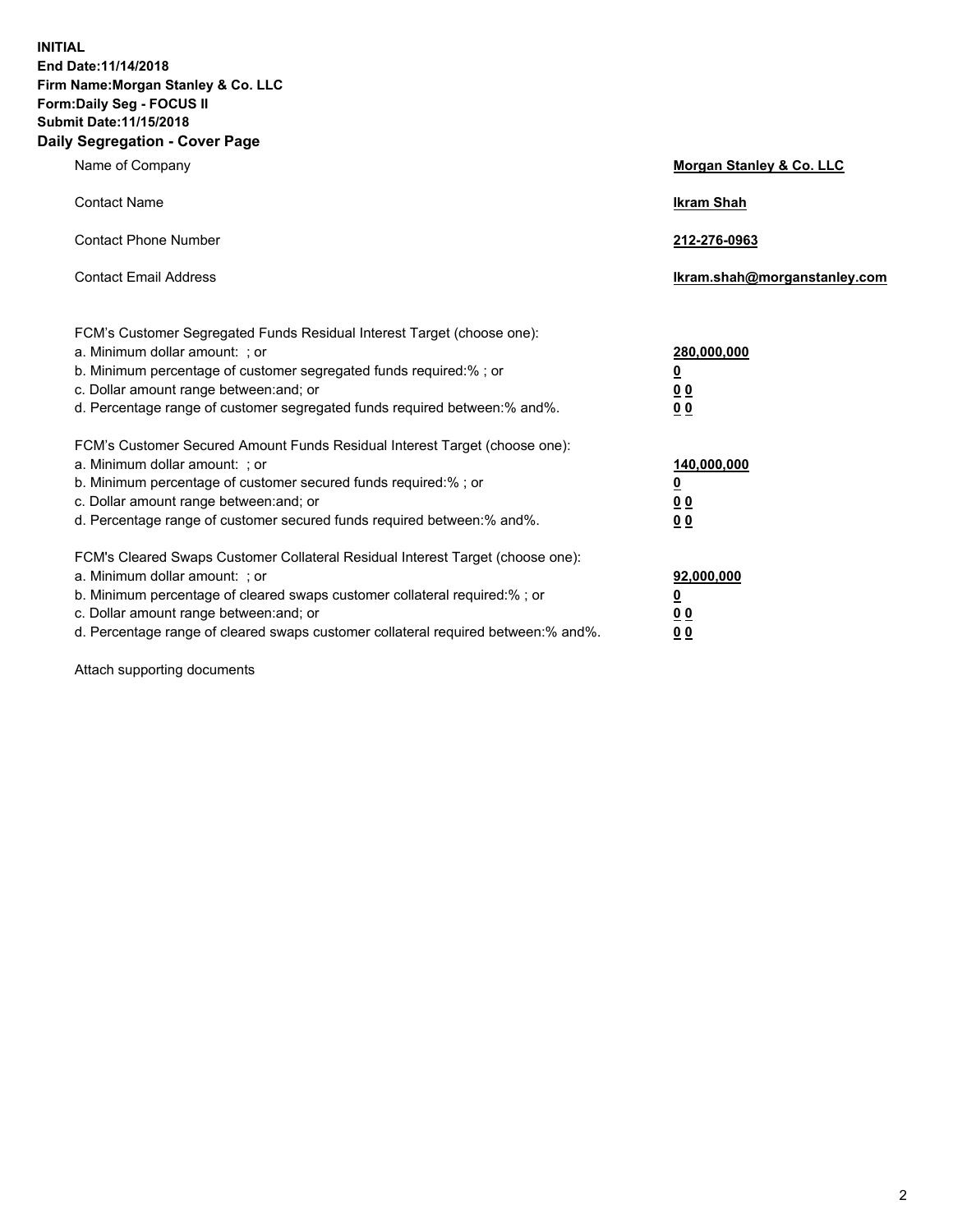**INITIAL**
**End Date:11/14/2018**
**Firm Name:Morgan Stanley & Co. LLC**
**Form:Daily Seg - FOCUS II**
**Submit Date:11/15/2018**

## Daily Segregation - Cover Page

| | |
|---|---|
| Name of Company | **Morgan Stanley & Co. LLC** |
| Contact Name | **Ikram Shah** |
| Contact Phone Number | **212-276-0963** |
| Contact Email Address | **Ikram.shah@morganstanley.com** |

| | |
|---|---|
| FCM's Customer Segregated Funds Residual Interest Target (choose one): | |
| a. Minimum dollar amount: ; or | **280,000,000** |
| b. Minimum percentage of customer segregated funds required:% ; or | **0** |
| c. Dollar amount range between:and; or | **0 0** |
| d. Percentage range of customer segregated funds required between:% and%. | **0 0** |
| FCM's Customer Secured Amount Funds Residual Interest Target (choose one): | |
| a. Minimum dollar amount: ; or | **140,000,000** |
| b. Minimum percentage of customer secured funds required:% ; or | **0** |
| c. Dollar amount range between:and; or | **0 0** |
| d. Percentage range of customer secured funds required between:% and%. | **0 0** |
| FCM's Cleared Swaps Customer Collateral Residual Interest Target (choose one): | |
| a. Minimum dollar amount: ; or | **92,000,000** |
| b. Minimum percentage of cleared swaps customer collateral required:% ; or | **0** |
| c. Dollar amount range between:and; or | **0 0** |
| d. Percentage range of cleared swaps customer collateral required between:% and%. | **0 0** |

Attach supporting documents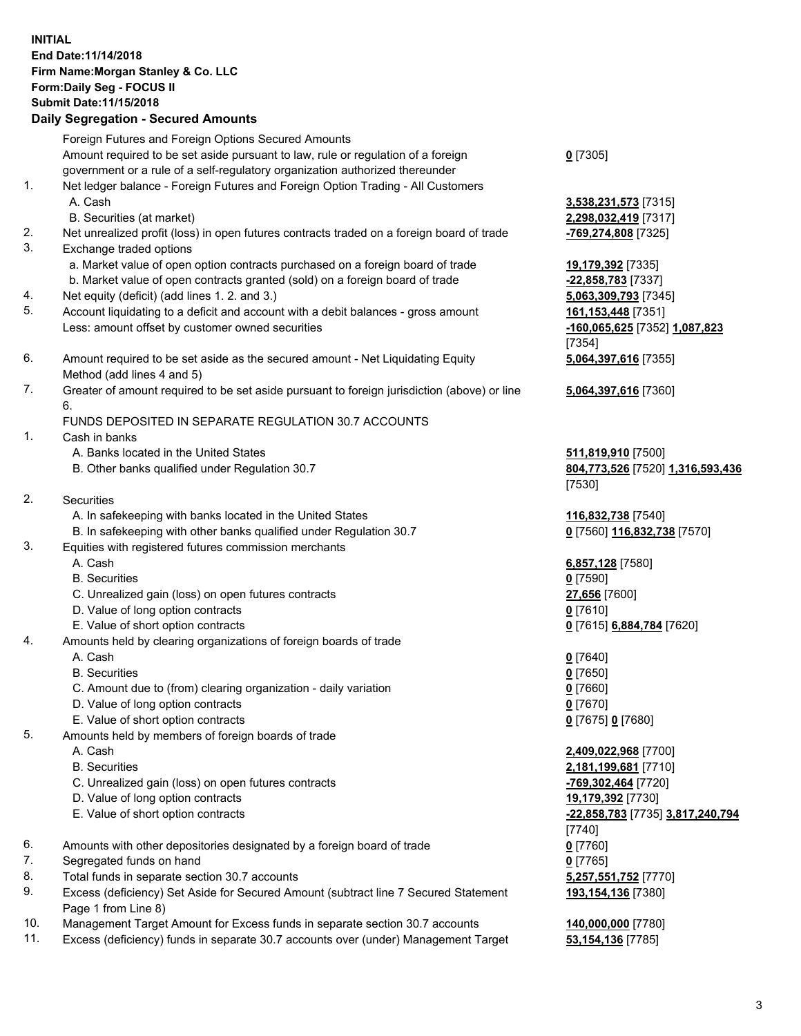**INITIAL**
**End Date:11/14/2018**
**Firm Name:Morgan Stanley & Co. LLC**
**Form:Daily Seg - FOCUS II**
**Submit Date:11/15/2018**
**Daily Segregation - Secured Amounts**

| | | |
|---|---|---|
| | Foreign Futures and Foreign Options Secured Amounts | |
| | Amount required to be set aside pursuant to law, rule or regulation of a foreign government or a rule of a self-regulatory organization authorized thereunder | **0** [7305] |
| 1. | Net ledger balance - Foreign Futures and Foreign Option Trading - All Customers | |
| | A. Cash | **3,538,231,573** [7315] |
| | B. Securities (at market) | **2,298,032,419** [7317] |
| 2. | Net unrealized profit (loss) in open futures contracts traded on a foreign board of trade | **-769,274,808** [7325] |
| 3. | Exchange traded options | |
| | a. Market value of open option contracts purchased on a foreign board of trade | **19,179,392** [7335] |
| | b. Market value of open contracts granted (sold) on a foreign board of trade | **-22,858,783** [7337] |
| 4. | Net equity (deficit) (add lines 1. 2. and 3.) | **5,063,309,793** [7345] |
| 5. | Account liquidating to a deficit and account with a debit balances - gross amount | **161,153,448** [7351] |
| | Less: amount offset by customer owned securities | **-160,065,625** [7352] **1,087,823** [7354] |
| 6. | Amount required to be set aside as the secured amount - Net Liquidating Equity Method (add lines 4 and 5) | **5,064,397,616** [7355] |
| 7. | Greater of amount required to be set aside pursuant to foreign jurisdiction (above) or line 6. | **5,064,397,616** [7360] |
| | FUNDS DEPOSITED IN SEPARATE REGULATION 30.7 ACCOUNTS | |
| 1. | Cash in banks | |
| | A. Banks located in the United States | **511,819,910** [7500] |
| | B. Other banks qualified under Regulation 30.7 | **804,773,526** [7520] **1,316,593,436** [7530] |
| 2. | Securities | |
| | A. In safekeeping with banks located in the United States | **116,832,738** [7540] |
| | B. In safekeeping with other banks qualified under Regulation 30.7 | **0** [7560] **116,832,738** [7570] |
| 3. | Equities with registered futures commission merchants | |
| | A. Cash | **6,857,128** [7580] |
| | B. Securities | **0** [7590] |
| | C. Unrealized gain (loss) on open futures contracts | **27,656** [7600] |
| | D. Value of long option contracts | **0** [7610] |
| | E. Value of short option contracts | **0** [7615] **6,884,784** [7620] |
| 4. | Amounts held by clearing organizations of foreign boards of trade | |
| | A. Cash | **0** [7640] |
| | B. Securities | **0** [7650] |
| | C. Amount due to (from) clearing organization - daily variation | **0** [7660] |
| | D. Value of long option contracts | **0** [7670] |
| | E. Value of short option contracts | **0** [7675] **0** [7680] |
| 5. | Amounts held by members of foreign boards of trade | |
| | A. Cash | **2,409,022,968** [7700] |
| | B. Securities | **2,181,199,681** [7710] |
| | C. Unrealized gain (loss) on open futures contracts | **-769,302,464** [7720] |
| | D. Value of long option contracts | **19,179,392** [7730] |
| | E. Value of short option contracts | **-22,858,783** [7735] **3,817,240,794** [7740] |
| 6. | Amounts with other depositories designated by a foreign board of trade | **0** [7760] |
| 7. | Segregated funds on hand | **0** [7765] |
| 8. | Total funds in separate section 30.7 accounts | **5,257,551,752** [7770] |
| 9. | Excess (deficiency) Set Aside for Secured Amount (subtract line 7 Secured Statement Page 1 from Line 8) | **193,154,136** [7380] |
| 10. | Management Target Amount for Excess funds in separate section 30.7 accounts | **140,000,000** [7780] |
| 11. | Excess (deficiency) funds in separate 30.7 accounts over (under) Management Target | **53,154,136** [7785] |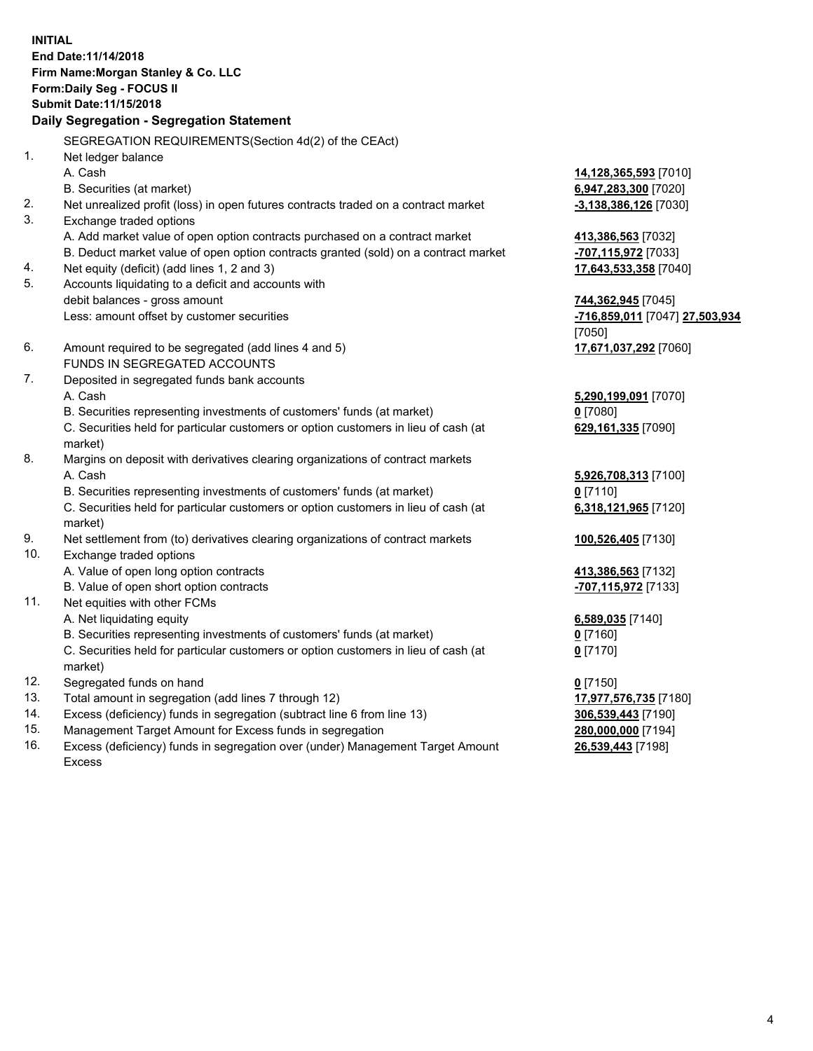**INITIAL**
**End Date:11/14/2018**
**Firm Name:Morgan Stanley & Co. LLC**
**Form:Daily Seg - FOCUS II**
**Submit Date:11/15/2018**

## Daily Segregation - Segregation Statement

SEGREGATION REQUIREMENTS(Section 4d(2) of the CEAct)

| | | |
|---|---|---|
| 1. | Net ledger balance | |
| | A. Cash | **14,128,365,593** [7010] |
| | B. Securities (at market) | **6,947,283,300** [7020] |
| 2. | Net unrealized profit (loss) in open futures contracts traded on a contract market | **-3,138,386,126** [7030] |
| 3. | Exchange traded options | |
| | A. Add market value of open option contracts purchased on a contract market | **413,386,563** [7032] |
| | B. Deduct market value of open option contracts granted (sold) on a contract market | **-707,115,972** [7033] |
| 4. | Net equity (deficit) (add lines 1, 2 and 3) | **17,643,533,358** [7040] |
| 5. | Accounts liquidating to a deficit and accounts with debit balances - gross amount | **744,362,945** [7045] |
| | Less: amount offset by customer securities | **-716,859,011** [7047] **27,503,934** [7050] |
| 6. | Amount required to be segregated (add lines 4 and 5) | **17,671,037,292** [7060] |
| | FUNDS IN SEGREGATED ACCOUNTS | |
| 7. | Deposited in segregated funds bank accounts | |
| | A. Cash | **5,290,199,091** [7070] |
| | B. Securities representing investments of customers' funds (at market) | **0** [7080] |
| | C. Securities held for particular customers or option customers in lieu of cash (at market) | **629,161,335** [7090] |
| 8. | Margins on deposit with derivatives clearing organizations of contract markets | |
| | A. Cash | **5,926,708,313** [7100] |
| | B. Securities representing investments of customers' funds (at market) | **0** [7110] |
| | C. Securities held for particular customers or option customers in lieu of cash (at market) | **6,318,121,965** [7120] |
| 9. | Net settlement from (to) derivatives clearing organizations of contract markets | **100,526,405** [7130] |
| 10. | Exchange traded options | |
| | A. Value of open long option contracts | **413,386,563** [7132] |
| | B. Value of open short option contracts | **-707,115,972** [7133] |
| 11. | Net equities with other FCMs | |
| | A. Net liquidating equity | **6,589,035** [7140] |
| | B. Securities representing investments of customers' funds (at market) | **0** [7160] |
| | C. Securities held for particular customers or option customers in lieu of cash (at market) | **0** [7170] |
| 12. | Segregated funds on hand | **0** [7150] |
| 13. | Total amount in segregation (add lines 7 through 12) | **17,977,576,735** [7180] |
| 14. | Excess (deficiency) funds in segregation (subtract line 6 from line 13) | **306,539,443** [7190] |
| 15. | Management Target Amount for Excess funds in segregation | **280,000,000** [7194] |
| 16. | Excess (deficiency) funds in segregation over (under) Management Target Amount Excess | **26,539,443** [7198] |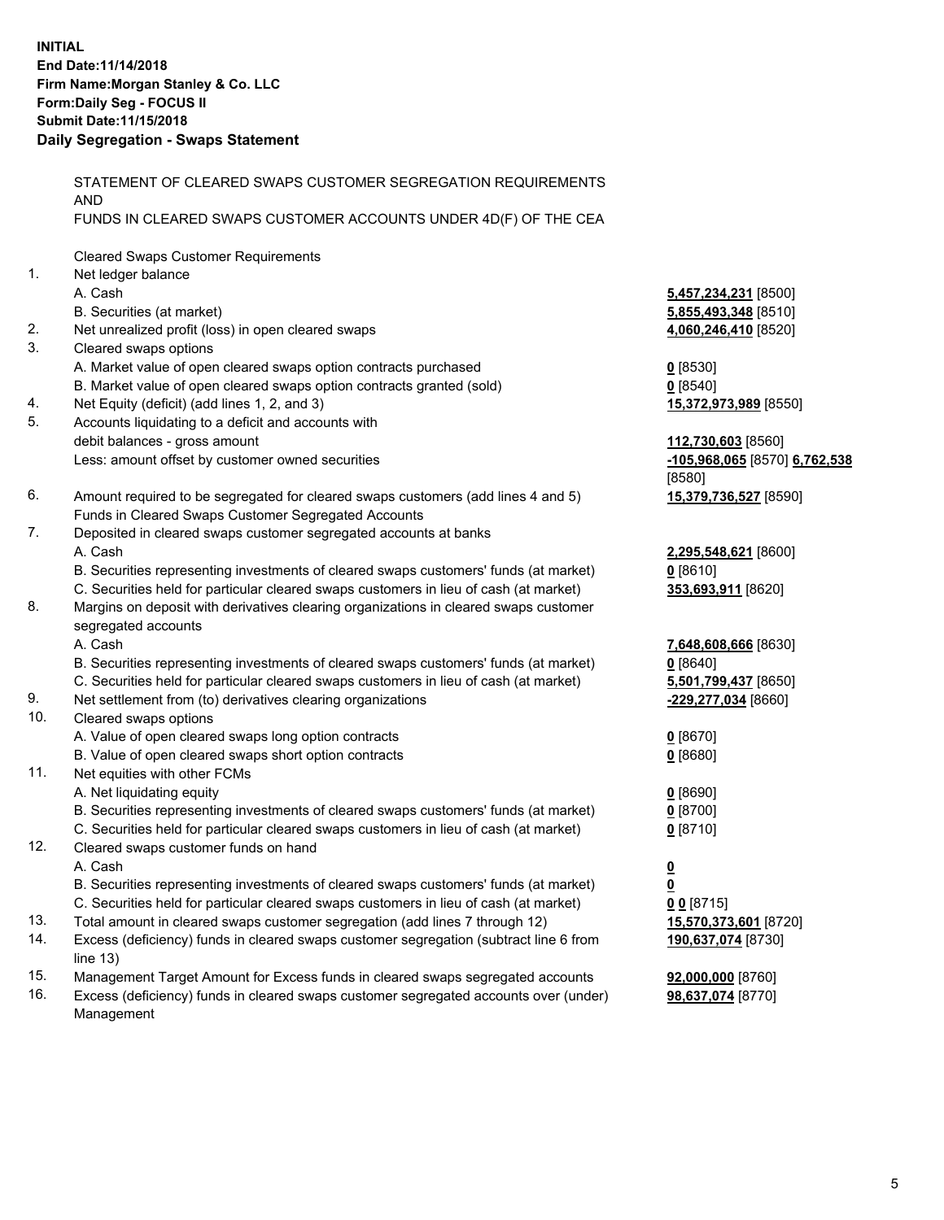**INITIAL**
**End Date:11/14/2018**
**Firm Name:Morgan Stanley & Co. LLC**
**Form:Daily Seg - FOCUS II**
**Submit Date:11/15/2018**
**Daily Segregation - Swaps Statement**

STATEMENT OF CLEARED SWAPS CUSTOMER SEGREGATION REQUIREMENTS AND FUNDS IN CLEARED SWAPS CUSTOMER ACCOUNTS UNDER 4D(F) OF THE CEA

| | | |
|---|---|---|
| | Cleared Swaps Customer Requirements | |
| 1. | Net ledger balance | |
| | A. Cash | **5,457,234,231** [8500] |
| | B. Securities (at market) | **5,855,493,348** [8510] |
| 2. | Net unrealized profit (loss) in open cleared swaps | **4,060,246,410** [8520] |
| 3. | Cleared swaps options | |
| | A. Market value of open cleared swaps option contracts purchased | **0** [8530] |
| | B. Market value of open cleared swaps option contracts granted (sold) | **0** [8540] |
| 4. | Net Equity (deficit) (add lines 1, 2, and 3) | **15,372,973,989** [8550] |
| 5. | Accounts liquidating to a deficit and accounts with debit balances - gross amount | **112,730,603** [8560] |
| | Less: amount offset by customer owned securities | **-105,968,065** [8570] **6,762,538** [8580] |
| 6. | Amount required to be segregated for cleared swaps customers (add lines 4 and 5) | **15,379,736,527** [8590] |
| | Funds in Cleared Swaps Customer Segregated Accounts | |
| 7. | Deposited in cleared swaps customer segregated accounts at banks | |
| | A. Cash | **2,295,548,621** [8600] |
| | B. Securities representing investments of cleared swaps customers' funds (at market) | **0** [8610] |
| | C. Securities held for particular cleared swaps customers in lieu of cash (at market) | **353,693,911** [8620] |
| 8. | Margins on deposit with derivatives clearing organizations in cleared swaps customer segregated accounts | |
| | A. Cash | **7,648,608,666** [8630] |
| | B. Securities representing investments of cleared swaps customers' funds (at market) | **0** [8640] |
| | C. Securities held for particular cleared swaps customers in lieu of cash (at market) | **5,501,799,437** [8650] |
| 9. | Net settlement from (to) derivatives clearing organizations | **-229,277,034** [8660] |
| 10. | Cleared swaps options | |
| | A. Value of open cleared swaps long option contracts | **0** [8670] |
| | B. Value of open cleared swaps short option contracts | **0** [8680] |
| 11. | Net equities with other FCMs | |
| | A. Net liquidating equity | **0** [8690] |
| | B. Securities representing investments of cleared swaps customers' funds (at market) | **0** [8700] |
| | C. Securities held for particular cleared swaps customers in lieu of cash (at market) | **0** [8710] |
| 12. | Cleared swaps customer funds on hand | |
| | A. Cash | **0** |
| | B. Securities representing investments of cleared swaps customers' funds (at market) | **0** |
| | C. Securities held for particular cleared swaps customers in lieu of cash (at market) | **0** **0** [8715] |
| 13. | Total amount in cleared swaps customer segregation (add lines 7 through 12) | **15,570,373,601** [8720] |
| 14. | Excess (deficiency) funds in cleared swaps customer segregation (subtract line 6 from line 13) | **190,637,074** [8730] |
| 15. | Management Target Amount for Excess funds in cleared swaps segregated accounts | **92,000,000** [8760] |
| 16. | Excess (deficiency) funds in cleared swaps customer segregated accounts over (under) Management | **98,637,074** [8770] |